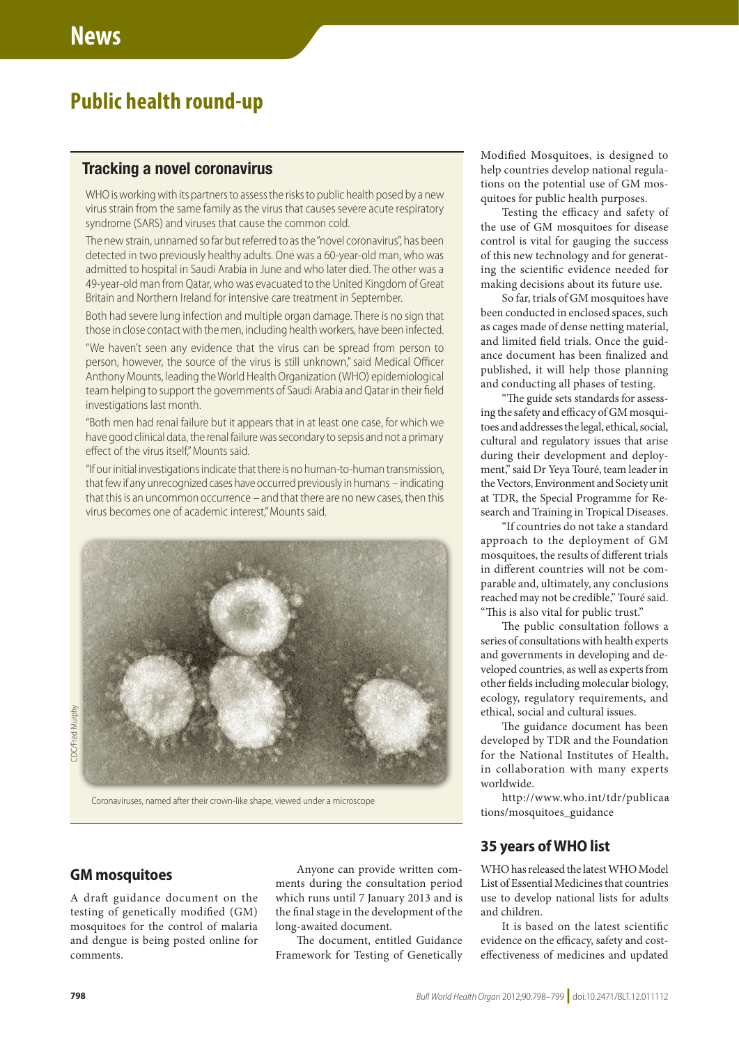# News

## Public health round-up

### Tracking a novel coronavirus

WHO is working with its partners to assess the risks to public health posed by a new virus strain from the same family as the virus that causes severe acute respiratory syndrome (SARS) and viruses that cause the common cold.

The new strain, unnamed so far but referred to as the "novel coronavirus", has been detected in two previously healthy adults. One was a 60-year-old man, who was admitted to hospital in Saudi Arabia in June and who later died. The other was a 49-year-old man from Qatar, who was evacuated to the United Kingdom of Great Britain and Northern Ireland for intensive care treatment in September.

Both had severe lung infection and multiple organ damage. There is no sign that those in close contact with the men, including health workers, have been infected.

"We haven't seen any evidence that the virus can be spread from person to person, however, the source of the virus is still unknown," said Medical Officer Anthony Mounts, leading the World Health Organization (WHO) epidemiological team helping to support the governments of Saudi Arabia and Qatar in their field investigations last month.

"Both men had renal failure but it appears that in at least one case, for which we have good clinical data, the renal failure was secondary to sepsis and not a primary effect of the virus itself," Mounts said.

"If our initial investigations indicate that there is no human-to-human transmission, that few if any unrecognized cases have occurred previously in humans – indicating that this is an uncommon occurrence – and that there are no new cases, then this virus becomes one of academic interest," Mounts said.

CDC/Fred Murphy

Coronaviruses, named after their crown-like shape, viewed under a microscope

### GM mosquitoes

A draft guidance document on the testing of genetically modified (GM) mosquitoes for the control of malaria and dengue is being posted online for comments.

Anyone can provide written comments during the consultation period which runs until 7 January 2013 and is the final stage in the development of the long-awaited document.

The document, entitled Guidance Framework for Testing of Genetically Modified Mosquitoes, is designed to help countries develop national regulations on the potential use of GM mosquitoes for public health purposes.

Testing the efficacy and safety of the use of GM mosquitoes for disease control is vital for gauging the success of this new technology and for generating the scientific evidence needed for making decisions about its future use.

So far, trials of GM mosquitoes have been conducted in enclosed spaces, such as cages made of dense netting material, and limited field trials. Once the guidance document has been finalized and published, it will help those planning and conducting all phases of testing.

"The guide sets standards for assessing the safety and efficacy of GM mosquitoes and addresses the legal, ethical, social, cultural and regulatory issues that arise during their development and deployment," said Dr Yeya Touré, team leader in the Vectors, Environment and Society unit at TDR, the Special Programme for Research and Training in Tropical Diseases.

"If countries do not take a standard approach to the deployment of GM mosquitoes, the results of different trials in different countries will not be comparable and, ultimately, any conclusions reached may not be credible," Touré said. "This is also vital for public trust."

The public consultation follows a series of consultations with health experts and governments in developing and developed countries, as well as experts from other fields including molecular biology, ecology, regulatory requirements, and ethical, social and cultural issues.

The guidance document has been developed by TDR and the Foundation for the National Institutes of Health, in collaboration with many experts worldwide.

http://www.who.int/tdr/publications/mosquitoes_guidance

### 35 years of WHO list

WHO has released the latest WHO Model List of Essential Medicines that countries use to develop national lists for adults and children.

It is based on the latest scientific evidence on the efficacy, safety and cost-effectiveness of medicines and updated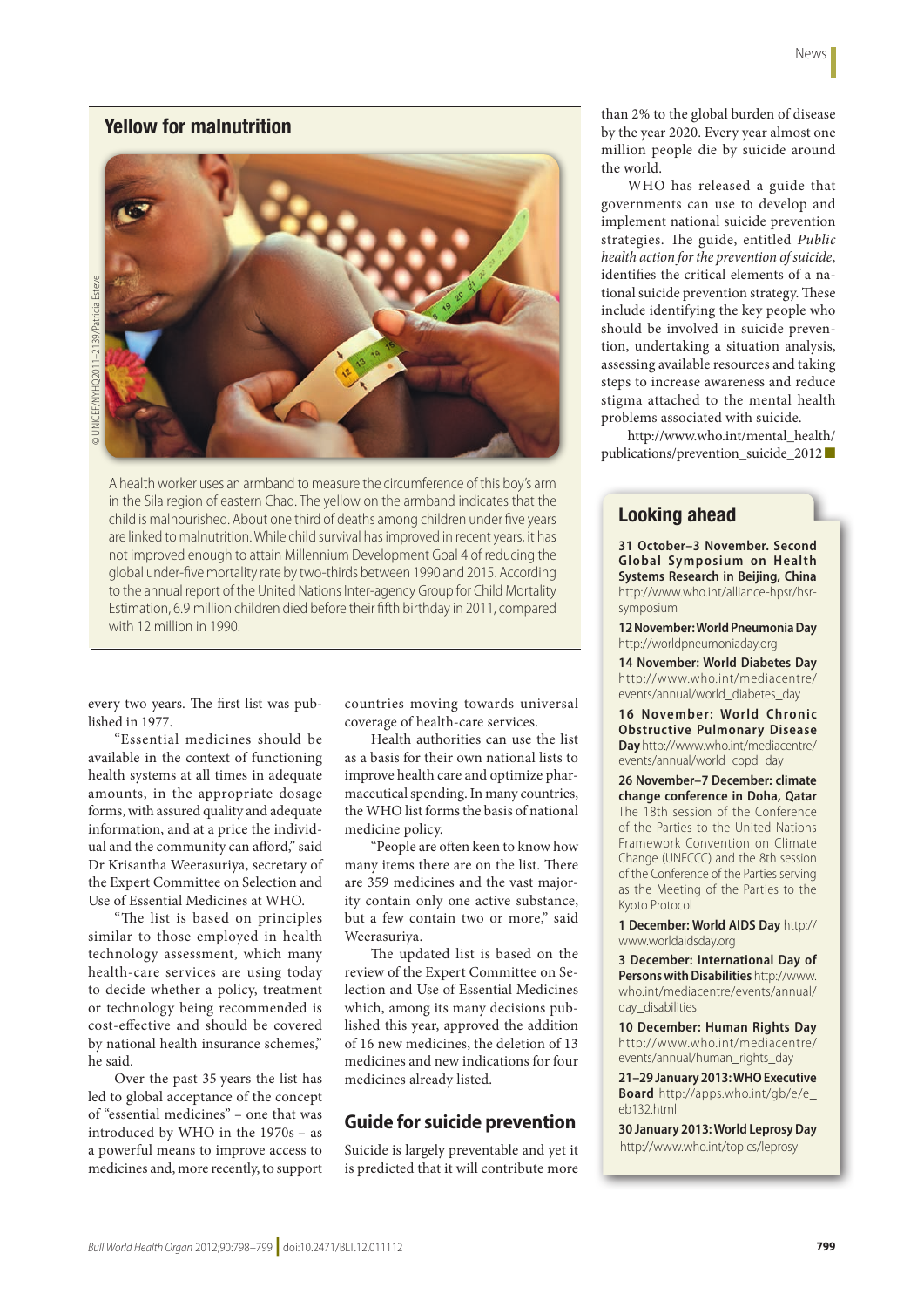## Yellow for malnutrition

©UNICEF/NYHQ2011–2139/Patricia Esteve

A health worker uses an armband to measure the circumference of this boy's arm in the Sila region of eastern Chad. The yellow on the armband indicates that the child is malnourished. About one third of deaths among children under five years are linked to malnutrition. While child survival has improved in recent years, it has not improved enough to attain Millennium Development Goal 4 of reducing the global under-five mortality rate by two-thirds between 1990 and 2015. According to the annual report of the United Nations Inter-agency Group for Child Mortality Estimation, 6.9 million children died before their fifth birthday in 2011, compared with 12 million in 1990.

every two years. The first list was published in 1977.

"Essential medicines should be available in the context of functioning health systems at all times in adequate amounts, in the appropriate dosage forms, with assured quality and adequate information, and at a price the individual and the community can afford," said Dr Krisantha Weerasuriya, secretary of the Expert Committee on Selection and Use of Essential Medicines at WHO.

"The list is based on principles similar to those employed in health technology assessment, which many health-care services are using today to decide whether a policy, treatment or technology being recommended is cost-effective and should be covered by national health insurance schemes," he said.

Over the past 35 years the list has led to global acceptance of the concept of "essential medicines" – one that was introduced by WHO in the 1970s – as a powerful means to improve access to medicines and, more recently, to support countries moving towards universal coverage of health-care services.

Health authorities can use the list as a basis for their own national lists to improve health care and optimize pharmaceutical spending. In many countries, the WHO list forms the basis of national medicine policy.

"People are often keen to know how many items there are on the list. There are 359 medicines and the vast majority contain only one active substance, but a few contain two or more," said Weerasuriya.

The updated list is based on the review of the Expert Committee on Selection and Use of Essential Medicines which, among its many decisions published this year, approved the addition of 16 new medicines, the deletion of 13 medicines and new indications for four medicines already listed.

## Guide for suicide prevention

Suicide is largely preventable and yet it is predicted that it will contribute more than 2% to the global burden of disease by the year 2020. Every year almost one million people die by suicide around the world.

WHO has released a guide that governments can use to develop and implement national suicide prevention strategies. The guide, entitled *Public health action for the prevention of suicide*, identifies the critical elements of a national suicide prevention strategy. These include identifying the key people who should be involved in suicide prevention, undertaking a situation analysis, assessing available resources and taking steps to increase awareness and reduce stigma attached to the mental health problems associated with suicide.

http://www.who.int/mental_health/publications/prevention_suicide_2012

## Looking ahead

**31 October–3 November. Second Global Symposium on Health Systems Research in Beijing, China** http://www.who.int/alliance-hpsr/hsr-symposium

**12 November: World Pneumonia Day** http://worldpneumoniaday.org

**14 November: World Diabetes Day** http://www.who.int/mediacentre/events/annual/world_diabetes_day

**16 November: World Chronic Obstructive Pulmonary Disease Day** http://www.who.int/mediacentre/events/annual/world_copd_day

**26 November–7 December: climate change conference in Doha, Qatar** The 18th session of the Conference of the Parties to the United Nations Framework Convention on Climate Change (UNFCCC) and the 8th session of the Conference of the Parties serving as the Meeting of the Parties to the Kyoto Protocol

**1 December: World AIDS Day** http://www.worldaidsday.org

**3 December: International Day of Persons with Disabilities** http://www.who.int/mediacentre/events/annual/day_disabilities

**10 December: Human Rights Day** http://www.who.int/mediacentre/events/annual/human_rights_day

**21–29 January 2013: WHO Executive Board** http://apps.who.int/gb/e/e_eb132.html

**30 January 2013: World Leprosy Day** http://www.who.int/topics/leprosy